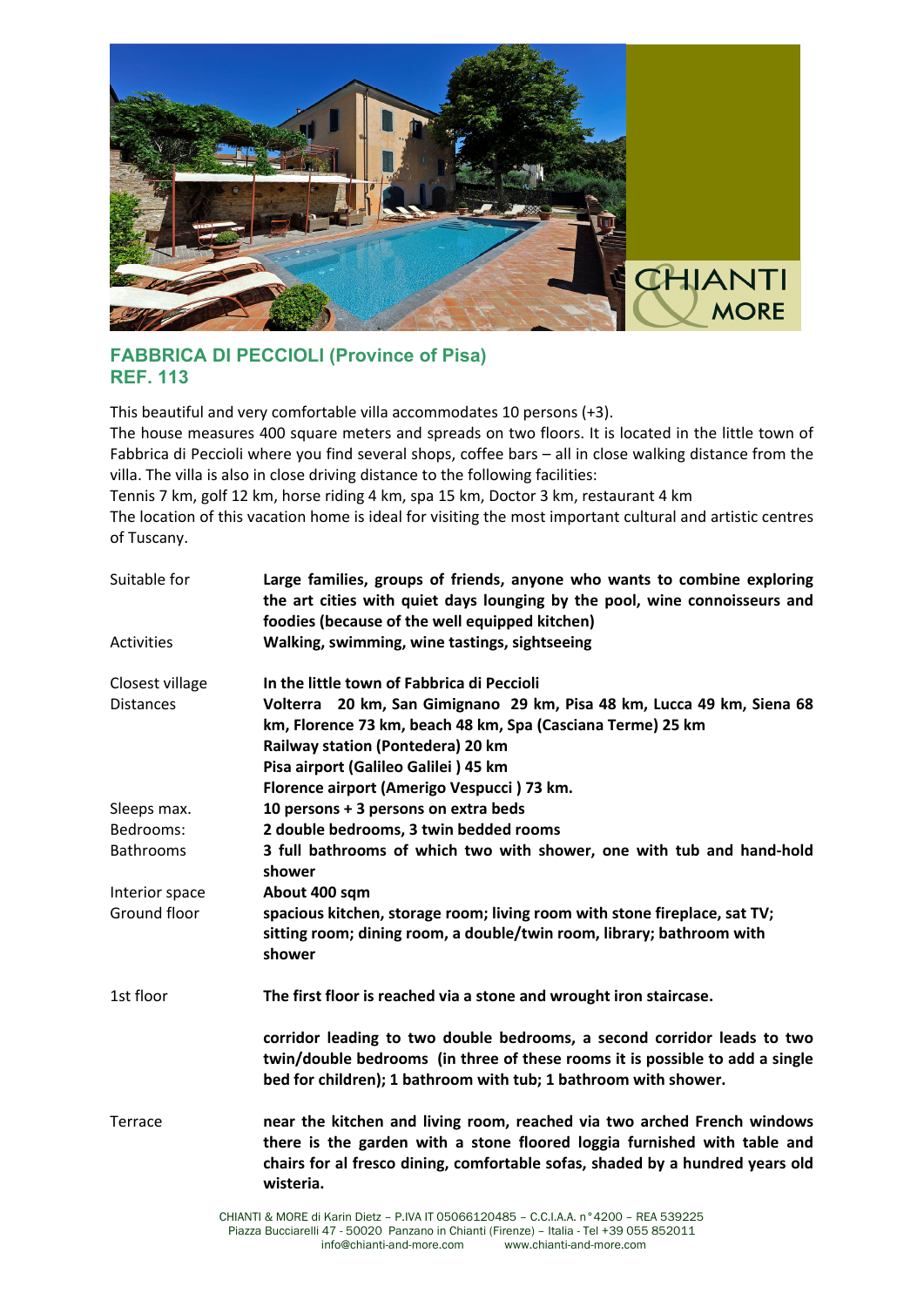## FABBRICA DI PECCIOLI (Province of Pisa)
## REF. 113

This beautiful and very comfortable villa accommodates 10 persons (+3).
The house measures 400 square meters and spreads on two floors. It is located in the little town of Fabbrica di Peccioli where you find several shops, coffee bars – all in close walking distance from the villa. The villa is also in close driving distance to the following facilities:
Tennis 7 km, golf 12 km, horse riding 4 km, spa 15 km, Doctor 3 km, restaurant 4 km
The location of this vacation home is ideal for visiting the most important cultural and artistic centres of Tuscany.

| | |
|---|---|
| Suitable for | **Large families, groups of friends, anyone who wants to combine exploring the art cities with quiet days lounging by the pool, wine connoisseurs and foodies (because of the well equipped kitchen)** |
| Activities | **Walking, swimming, wine tastings, sightseeing** |
| Closest village | **In the little town of Fabbrica di Peccioli** |
| Distances | **Volterra 20 km, San Gimignano 29 km, Pisa 48 km, Lucca 49 km, Siena 68 km, Florence 73 km, beach 48 km, Spa (Casciana Terme) 25 km**<br>**Railway station (Pontedera) 20 km**<br>**Pisa airport (Galileo Galilei ) 45 km**<br>**Florence airport (Amerigo Vespucci ) 73 km.** |
| Sleeps max. | **10 persons + 3 persons on extra beds** |
| Bedrooms: | **2 double bedrooms, 3 twin bedded rooms** |
| Bathrooms | **3 full bathrooms of which two with shower, one with tub and hand-hold shower** |
| Interior space | **About 400 sqm** |
| Ground floor | **spacious kitchen, storage room; living room with stone fireplace, sat TV; sitting room; dining room, a double/twin room, library; bathroom with shower** |
| 1st floor | **The first floor is reached via a stone and wrought iron staircase.**<br><br>**corridor leading to two double bedrooms, a second corridor leads to two twin/double bedrooms (in three of these rooms it is possible to add a single bed for children); 1 bathroom with tub; 1 bathroom with shower.** |
| Terrace | **near the kitchen and living room, reached via two arched French windows there is the garden with a stone floored loggia furnished with table and chairs for al fresco dining, comfortable sofas, shaded by a hundred years old wisteria.** |

CHIANTI & MORE di Karin Dietz – P.IVA IT 05066120485 – C.C.I.A.A. n° 4200 – REA 539225
Piazza Bucciarelli 47 - 50020 Panzano in Chianti (Firenze) – Italia - Tel +39 055 852011
info@chianti-and-more.com www.chianti-and-more.com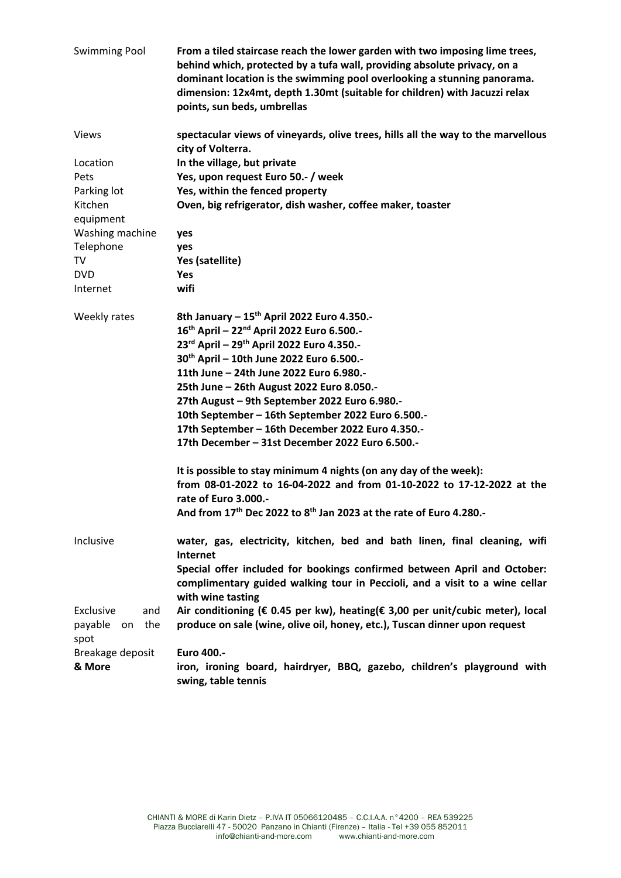| | |
|---|---|
| Swimming Pool | **From a tiled staircase reach the lower garden with two imposing lime trees, behind which, protected by a tufa wall, providing absolute privacy, on a dominant location is the swimming pool overlooking a stunning panorama. dimension: 12x4mt, depth 1.30mt (suitable for children) with Jacuzzi relax points, sun beds, umbrellas** |
| Views | **spectacular views of vineyards, olive trees, hills all the way to the marvellous city of Volterra.** |
| Location | **In the village, but private** |
| Pets | **Yes, upon request Euro 50.- / week** |
| Parking lot | **Yes, within the fenced property** |
| Kitchen equipment | **Oven, big refrigerator, dish washer, coffee maker, toaster** |
| Washing machine | **yes** |
| Telephone | **yes** |
| TV | **Yes (satellite)** |
| DVD | **Yes** |
| Internet | **wifi** |
| Weekly rates | **8th January – 15th April 2022 Euro 4.350.-**<br>**16th April – 22nd April 2022 Euro 6.500.-**<br>**23rd April – 29th April 2022 Euro 4.350.-**<br>**30th April – 10th June 2022 Euro 6.500.-**<br>**11th June – 24th June 2022 Euro 6.980.-**<br>**25th June – 26th August 2022 Euro 8.050.-**<br>**27th August – 9th September 2022 Euro 6.980.-**<br>**10th September – 16th September 2022 Euro 6.500.-**<br>**17th September – 16th December 2022 Euro 4.350.-**<br>**17th December – 31st December 2022 Euro 6.500.-**<br><br>**It is possible to stay minimum 4 nights (on any day of the week): from 08-01-2022 to 16-04-2022 and from 01-10-2022 to 17-12-2022 at the rate of Euro 3.000.-**<br>**And from 17th Dec 2022 to 8th Jan 2023 at the rate of Euro 4.280.-** |
| Inclusive | **water, gas, electricity, kitchen, bed and bath linen, final cleaning, wifi Internet**<br>**Special offer included for bookings confirmed between April and October: complimentary guided walking tour in Peccioli, and a visit to a wine cellar with wine tasting** |
| Exclusive and payable on the spot | **Air conditioning (€ 0.45 per kw), heating(€ 3,00 per unit/cubic meter), local produce on sale (wine, olive oil, honey, etc.), Tuscan dinner upon request** |
| Breakage deposit | **Euro 400.-** |
| **& More** | **iron, ironing board, hairdryer, BBQ, gazebo, children's playground with swing, table tennis** |

CHIANTI & MORE di Karin Dietz – P.IVA IT 05066120485 – C.C.I.A.A. n°4200 – REA 539225
Piazza Bucciarelli 47 - 50020 Panzano in Chianti (Firenze) – Italia - Tel +39 055 852011
info@chianti-and-more.com www.chianti-and-more.com